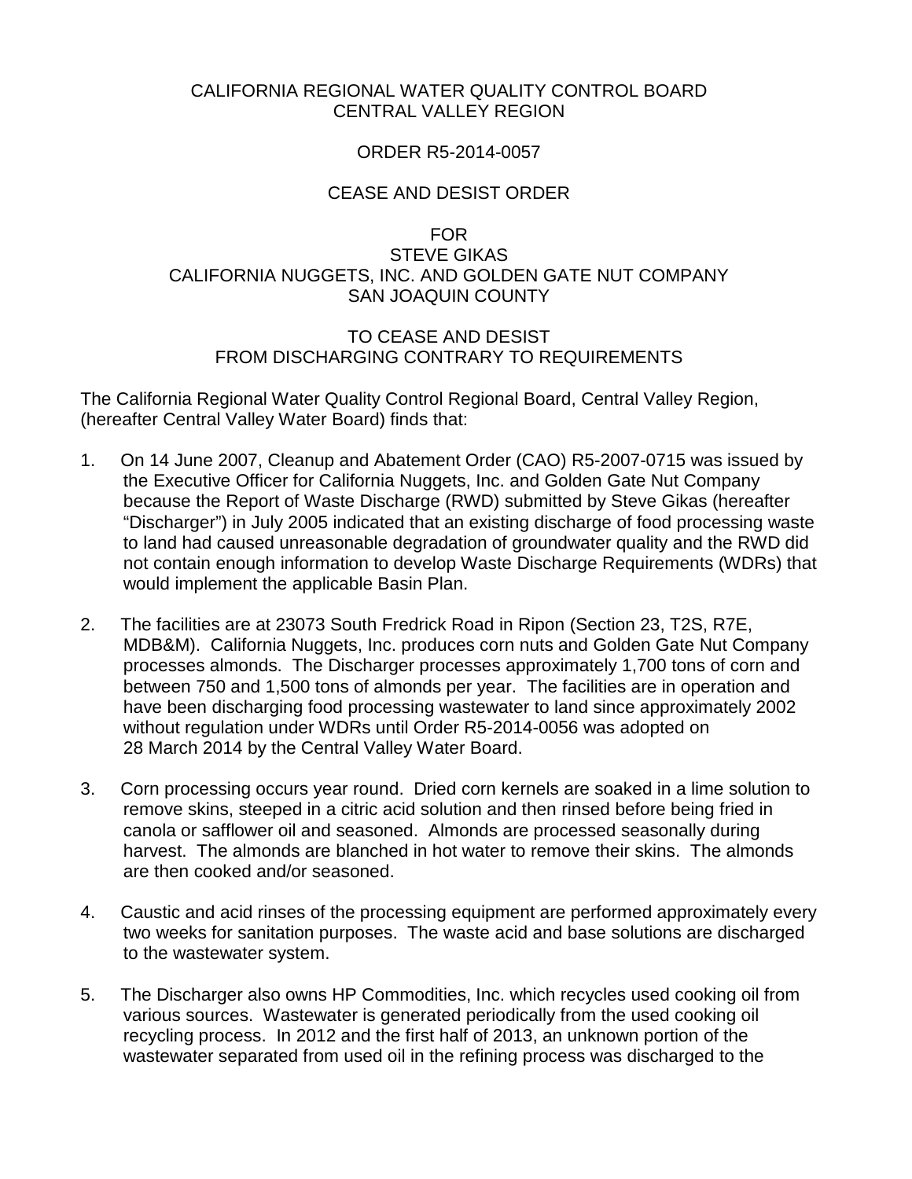CALIFORNIA REGIONAL WATER QUALITY CONTROL BOARD
CENTRAL VALLEY REGION

ORDER R5-2014-0057

CEASE AND DESIST ORDER

FOR
STEVE GIKAS
CALIFORNIA NUGGETS, INC. AND GOLDEN GATE NUT COMPANY
SAN JOAQUIN COUNTY

TO CEASE AND DESIST
FROM DISCHARGING CONTRARY TO REQUIREMENTS

The California Regional Water Quality Control Regional Board, Central Valley Region, (hereafter Central Valley Water Board) finds that:

1. On 14 June 2007, Cleanup and Abatement Order (CAO) R5-2007-0715 was issued by the Executive Officer for California Nuggets, Inc. and Golden Gate Nut Company because the Report of Waste Discharge (RWD) submitted by Steve Gikas (hereafter "Discharger") in July 2005 indicated that an existing discharge of food processing waste to land had caused unreasonable degradation of groundwater quality and the RWD did not contain enough information to develop Waste Discharge Requirements (WDRs) that would implement the applicable Basin Plan.

2. The facilities are at 23073 South Fredrick Road in Ripon (Section 23, T2S, R7E, MDB&M). California Nuggets, Inc. produces corn nuts and Golden Gate Nut Company processes almonds. The Discharger processes approximately 1,700 tons of corn and between 750 and 1,500 tons of almonds per year. The facilities are in operation and have been discharging food processing wastewater to land since approximately 2002 without regulation under WDRs until Order R5-2014-0056 was adopted on 28 March 2014 by the Central Valley Water Board.

3. Corn processing occurs year round. Dried corn kernels are soaked in a lime solution to remove skins, steeped in a citric acid solution and then rinsed before being fried in canola or safflower oil and seasoned. Almonds are processed seasonally during harvest. The almonds are blanched in hot water to remove their skins. The almonds are then cooked and/or seasoned.

4. Caustic and acid rinses of the processing equipment are performed approximately every two weeks for sanitation purposes. The waste acid and base solutions are discharged to the wastewater system.

5. The Discharger also owns HP Commodities, Inc. which recycles used cooking oil from various sources. Wastewater is generated periodically from the used cooking oil recycling process. In 2012 and the first half of 2013, an unknown portion of the wastewater separated from used oil in the refining process was discharged to the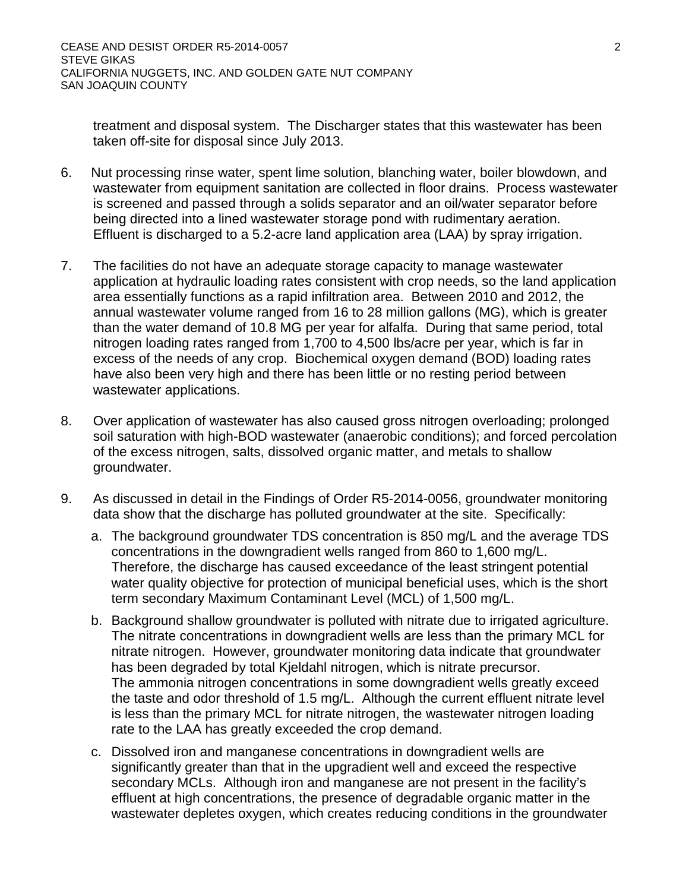treatment and disposal system. The Discharger states that this wastewater has been taken off-site for disposal since July 2013.

6. Nut processing rinse water, spent lime solution, blanching water, boiler blowdown, and wastewater from equipment sanitation are collected in floor drains. Process wastewater is screened and passed through a solids separator and an oil/water separator before being directed into a lined wastewater storage pond with rudimentary aeration. Effluent is discharged to a 5.2-acre land application area (LAA) by spray irrigation.

7. The facilities do not have an adequate storage capacity to manage wastewater application at hydraulic loading rates consistent with crop needs, so the land application area essentially functions as a rapid infiltration area. Between 2010 and 2012, the annual wastewater volume ranged from 16 to 28 million gallons (MG), which is greater than the water demand of 10.8 MG per year for alfalfa. During that same period, total nitrogen loading rates ranged from 1,700 to 4,500 lbs/acre per year, which is far in excess of the needs of any crop. Biochemical oxygen demand (BOD) loading rates have also been very high and there has been little or no resting period between wastewater applications.

8. Over application of wastewater has also caused gross nitrogen overloading; prolonged soil saturation with high-BOD wastewater (anaerobic conditions); and forced percolation of the excess nitrogen, salts, dissolved organic matter, and metals to shallow groundwater.

9. As discussed in detail in the Findings of Order R5-2014-0056, groundwater monitoring data show that the discharge has polluted groundwater at the site. Specifically:

   a. The background groundwater TDS concentration is 850 mg/L and the average TDS concentrations in the downgradient wells ranged from 860 to 1,600 mg/L. Therefore, the discharge has caused exceedance of the least stringent potential water quality objective for protection of municipal beneficial uses, which is the short term secondary Maximum Contaminant Level (MCL) of 1,500 mg/L.

   b. Background shallow groundwater is polluted with nitrate due to irrigated agriculture. The nitrate concentrations in downgradient wells are less than the primary MCL for nitrate nitrogen. However, groundwater monitoring data indicate that groundwater has been degraded by total Kjeldahl nitrogen, which is nitrate precursor. The ammonia nitrogen concentrations in some downgradient wells greatly exceed the taste and odor threshold of 1.5 mg/L. Although the current effluent nitrate level is less than the primary MCL for nitrate nitrogen, the wastewater nitrogen loading rate to the LAA has greatly exceeded the crop demand.

   c. Dissolved iron and manganese concentrations in downgradient wells are significantly greater than that in the upgradient well and exceed the respective secondary MCLs. Although iron and manganese are not present in the facility's effluent at high concentrations, the presence of degradable organic matter in the wastewater depletes oxygen, which creates reducing conditions in the groundwater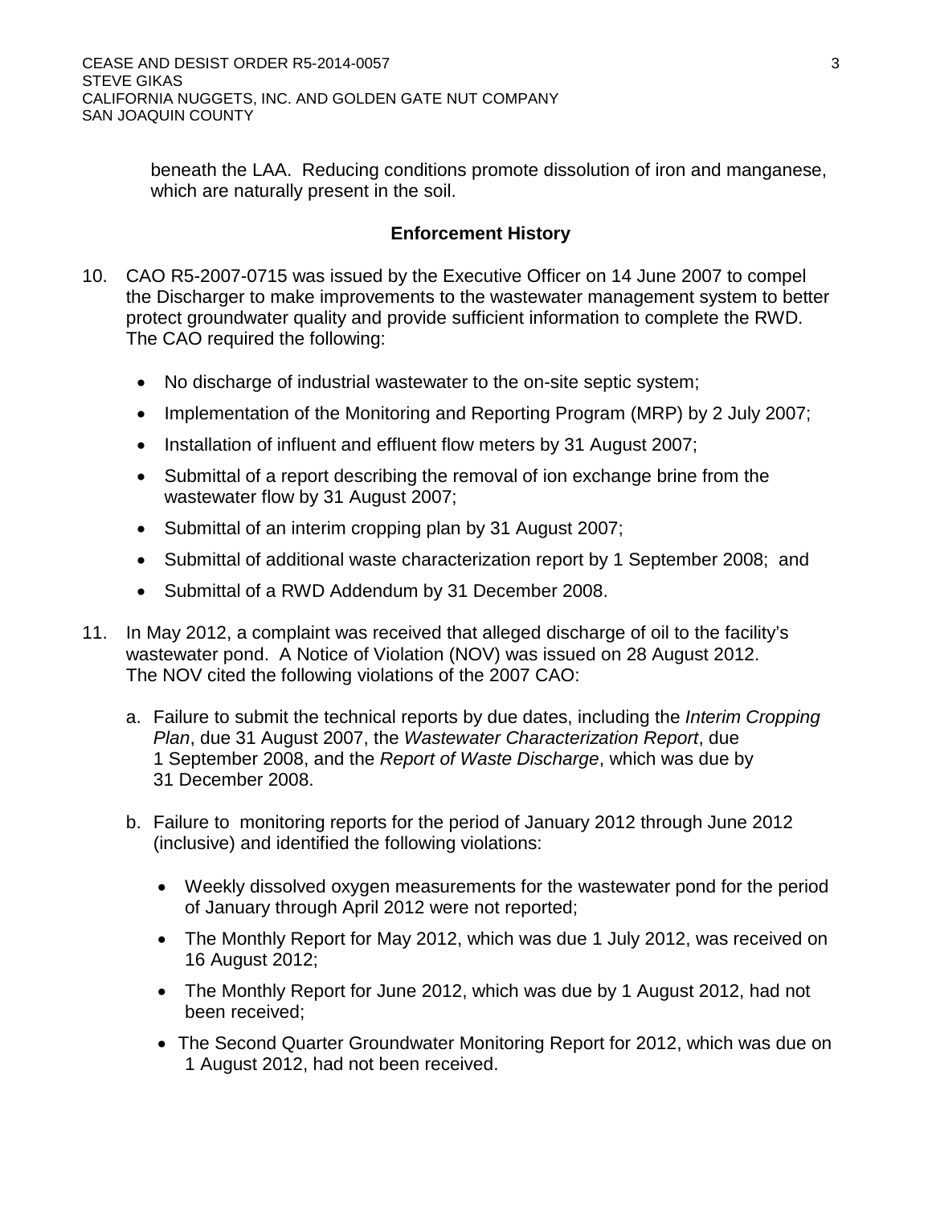beneath the LAA. Reducing conditions promote dissolution of iron and manganese, which are naturally present in the soil.

## Enforcement History

10. CAO R5-2007-0715 was issued by the Executive Officer on 14 June 2007 to compel the Discharger to make improvements to the wastewater management system to better protect groundwater quality and provide sufficient information to complete the RWD. The CAO required the following:

    - No discharge of industrial wastewater to the on-site septic system;
    - Implementation of the Monitoring and Reporting Program (MRP) by 2 July 2007;
    - Installation of influent and effluent flow meters by 31 August 2007;
    - Submittal of a report describing the removal of ion exchange brine from the wastewater flow by 31 August 2007;
    - Submittal of an interim cropping plan by 31 August 2007;
    - Submittal of additional waste characterization report by 1 September 2008; and
    - Submittal of a RWD Addendum by 31 December 2008.

11. In May 2012, a complaint was received that alleged discharge of oil to the facility's wastewater pond. A Notice of Violation (NOV) was issued on 28 August 2012. The NOV cited the following violations of the 2007 CAO:

    a. Failure to submit the technical reports by due dates, including the *Interim Cropping Plan*, due 31 August 2007, the *Wastewater Characterization Report*, due 1 September 2008, and the *Report of Waste Discharge*, which was due by 31 December 2008.

    b. Failure to monitoring reports for the period of January 2012 through June 2012 (inclusive) and identified the following violations:

       - Weekly dissolved oxygen measurements for the wastewater pond for the period of January through April 2012 were not reported;
       - The Monthly Report for May 2012, which was due 1 July 2012, was received on 16 August 2012;
       - The Monthly Report for June 2012, which was due by 1 August 2012, had not been received;
       - The Second Quarter Groundwater Monitoring Report for 2012, which was due on 1 August 2012, had not been received.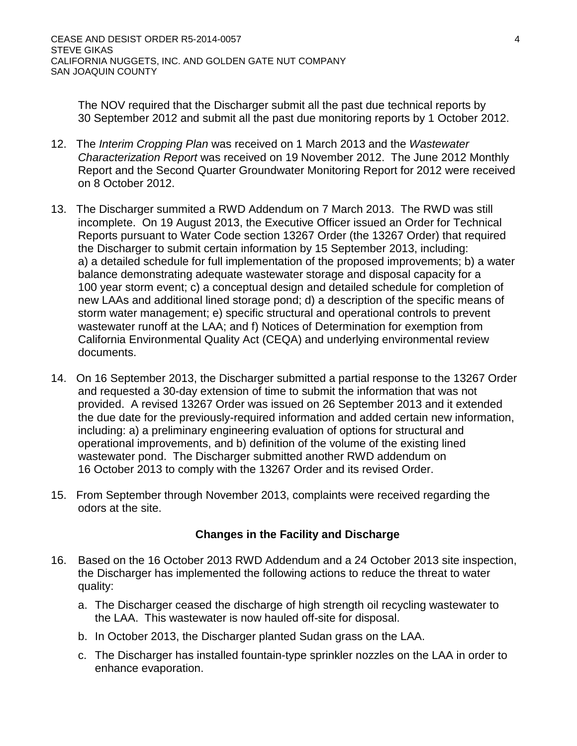The NOV required that the Discharger submit all the past due technical reports by 30 September 2012 and submit all the past due monitoring reports by 1 October 2012.

12. The *Interim Cropping Plan* was received on 1 March 2013 and the *Wastewater Characterization Report* was received on 19 November 2012. The June 2012 Monthly Report and the Second Quarter Groundwater Monitoring Report for 2012 were received on 8 October 2012.

13. The Discharger summited a RWD Addendum on 7 March 2013. The RWD was still incomplete. On 19 August 2013, the Executive Officer issued an Order for Technical Reports pursuant to Water Code section 13267 Order (the 13267 Order) that required the Discharger to submit certain information by 15 September 2013, including: a) a detailed schedule for full implementation of the proposed improvements; b) a water balance demonstrating adequate wastewater storage and disposal capacity for a 100 year storm event; c) a conceptual design and detailed schedule for completion of new LAAs and additional lined storage pond; d) a description of the specific means of storm water management; e) specific structural and operational controls to prevent wastewater runoff at the LAA; and f) Notices of Determination for exemption from California Environmental Quality Act (CEQA) and underlying environmental review documents.

14. On 16 September 2013, the Discharger submitted a partial response to the 13267 Order and requested a 30-day extension of time to submit the information that was not provided. A revised 13267 Order was issued on 26 September 2013 and it extended the due date for the previously-required information and added certain new information, including: a) a preliminary engineering evaluation of options for structural and operational improvements, and b) definition of the volume of the existing lined wastewater pond. The Discharger submitted another RWD addendum on 16 October 2013 to comply with the 13267 Order and its revised Order.

15. From September through November 2013, complaints were received regarding the odors at the site.

## Changes in the Facility and Discharge

16. Based on the 16 October 2013 RWD Addendum and a 24 October 2013 site inspection, the Discharger has implemented the following actions to reduce the threat to water quality:

    a. The Discharger ceased the discharge of high strength oil recycling wastewater to the LAA. This wastewater is now hauled off-site for disposal.

    b. In October 2013, the Discharger planted Sudan grass on the LAA.

    c. The Discharger has installed fountain-type sprinkler nozzles on the LAA in order to enhance evaporation.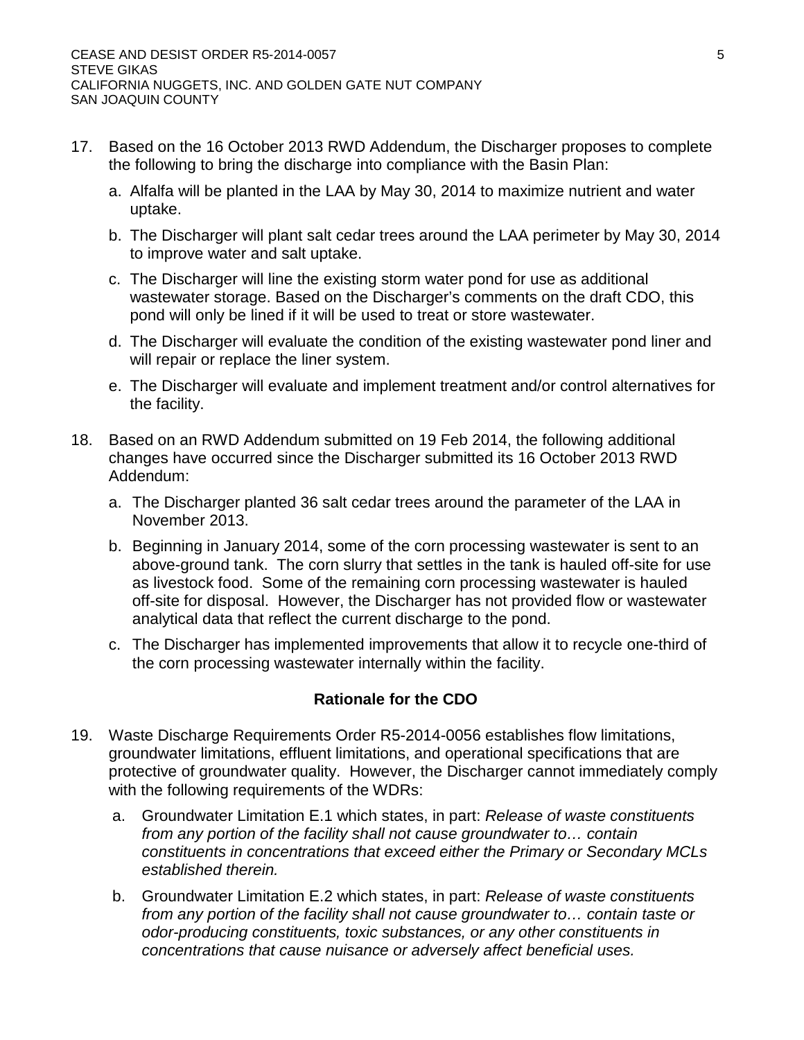17. Based on the 16 October 2013 RWD Addendum, the Discharger proposes to complete the following to bring the discharge into compliance with the Basin Plan:

    a. Alfalfa will be planted in the LAA by May 30, 2014 to maximize nutrient and water uptake.

    b. The Discharger will plant salt cedar trees around the LAA perimeter by May 30, 2014 to improve water and salt uptake.

    c. The Discharger will line the existing storm water pond for use as additional wastewater storage. Based on the Discharger's comments on the draft CDO, this pond will only be lined if it will be used to treat or store wastewater.

    d. The Discharger will evaluate the condition of the existing wastewater pond liner and will repair or replace the liner system.

    e. The Discharger will evaluate and implement treatment and/or control alternatives for the facility.

18. Based on an RWD Addendum submitted on 19 Feb 2014, the following additional changes have occurred since the Discharger submitted its 16 October 2013 RWD Addendum:

    a. The Discharger planted 36 salt cedar trees around the parameter of the LAA in November 2013.

    b. Beginning in January 2014, some of the corn processing wastewater is sent to an above-ground tank. The corn slurry that settles in the tank is hauled off-site for use as livestock food. Some of the remaining corn processing wastewater is hauled off-site for disposal. However, the Discharger has not provided flow or wastewater analytical data that reflect the current discharge to the pond.

    c. The Discharger has implemented improvements that allow it to recycle one-third of the corn processing wastewater internally within the facility.

### Rationale for the CDO

19. Waste Discharge Requirements Order R5-2014-0056 establishes flow limitations, groundwater limitations, effluent limitations, and operational specifications that are protective of groundwater quality. However, the Discharger cannot immediately comply with the following requirements of the WDRs:

    a. Groundwater Limitation E.1 which states, in part: *Release of waste constituents from any portion of the facility shall not cause groundwater to… contain constituents in concentrations that exceed either the Primary or Secondary MCLs established therein.*

    b. Groundwater Limitation E.2 which states, in part: *Release of waste constituents from any portion of the facility shall not cause groundwater to… contain taste or odor-producing constituents, toxic substances, or any other constituents in concentrations that cause nuisance or adversely affect beneficial uses.*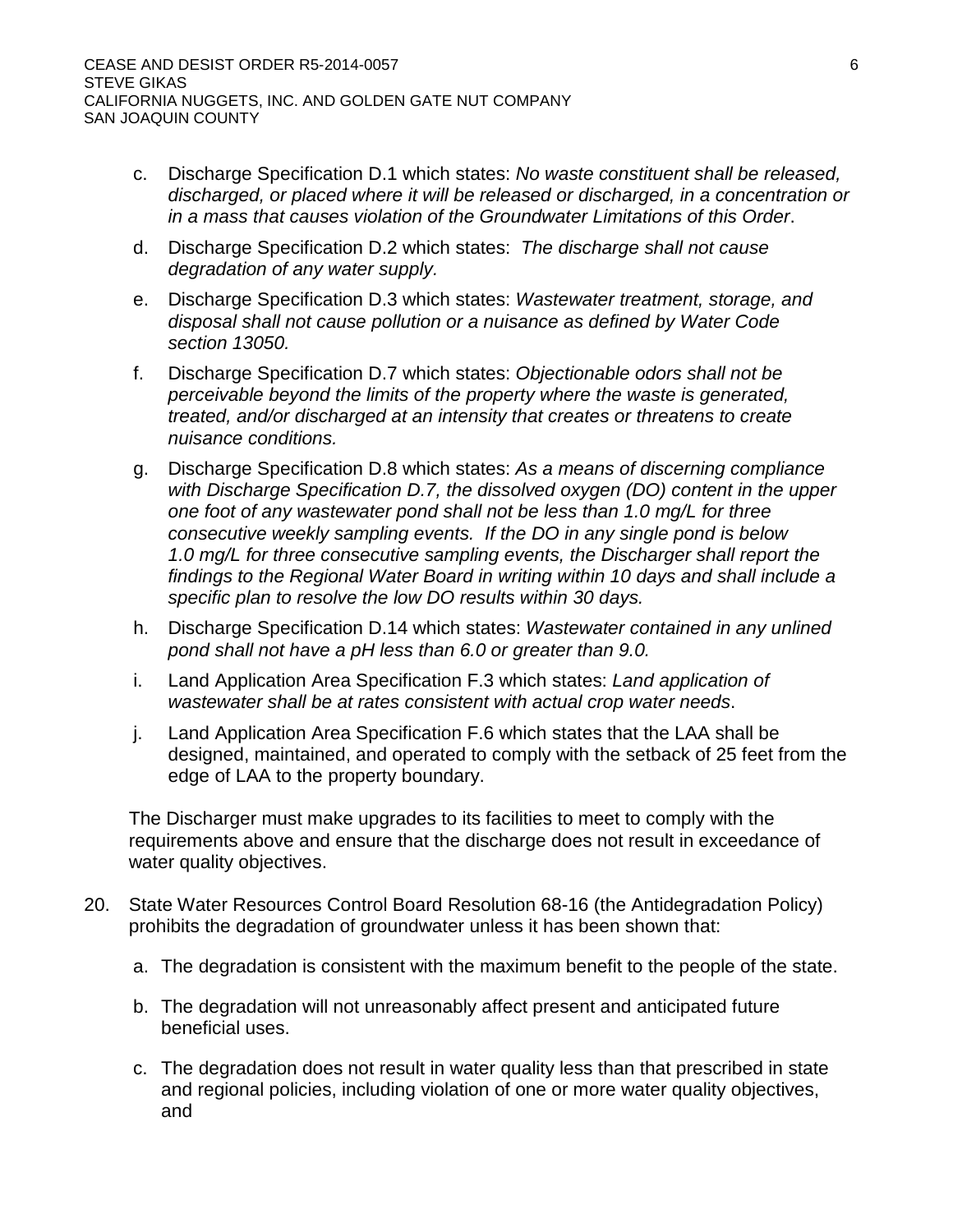c. Discharge Specification D.1 which states: *No waste constituent shall be released, discharged, or placed where it will be released or discharged, in a concentration or in a mass that causes violation of the Groundwater Limitations of this Order*.

d. Discharge Specification D.2 which states: *The discharge shall not cause degradation of any water supply.*

e. Discharge Specification D.3 which states: *Wastewater treatment, storage, and disposal shall not cause pollution or a nuisance as defined by Water Code section 13050.*

f. Discharge Specification D.7 which states: *Objectionable odors shall not be perceivable beyond the limits of the property where the waste is generated, treated, and/or discharged at an intensity that creates or threatens to create nuisance conditions.*

g. Discharge Specification D.8 which states: *As a means of discerning compliance with Discharge Specification D.7, the dissolved oxygen (DO) content in the upper one foot of any wastewater pond shall not be less than 1.0 mg/L for three consecutive weekly sampling events. If the DO in any single pond is below 1.0 mg/L for three consecutive sampling events, the Discharger shall report the findings to the Regional Water Board in writing within 10 days and shall include a specific plan to resolve the low DO results within 30 days.*

h. Discharge Specification D.14 which states: *Wastewater contained in any unlined pond shall not have a pH less than 6.0 or greater than 9.0.*

i. Land Application Area Specification F.3 which states: *Land application of wastewater shall be at rates consistent with actual crop water needs*.

j. Land Application Area Specification F.6 which states that the LAA shall be designed, maintained, and operated to comply with the setback of 25 feet from the edge of LAA to the property boundary.

The Discharger must make upgrades to its facilities to meet to comply with the requirements above and ensure that the discharge does not result in exceedance of water quality objectives.

20. State Water Resources Control Board Resolution 68-16 (the Antidegradation Policy) prohibits the degradation of groundwater unless it has been shown that:

    a. The degradation is consistent with the maximum benefit to the people of the state.

    b. The degradation will not unreasonably affect present and anticipated future beneficial uses.

    c. The degradation does not result in water quality less than that prescribed in state and regional policies, including violation of one or more water quality objectives, and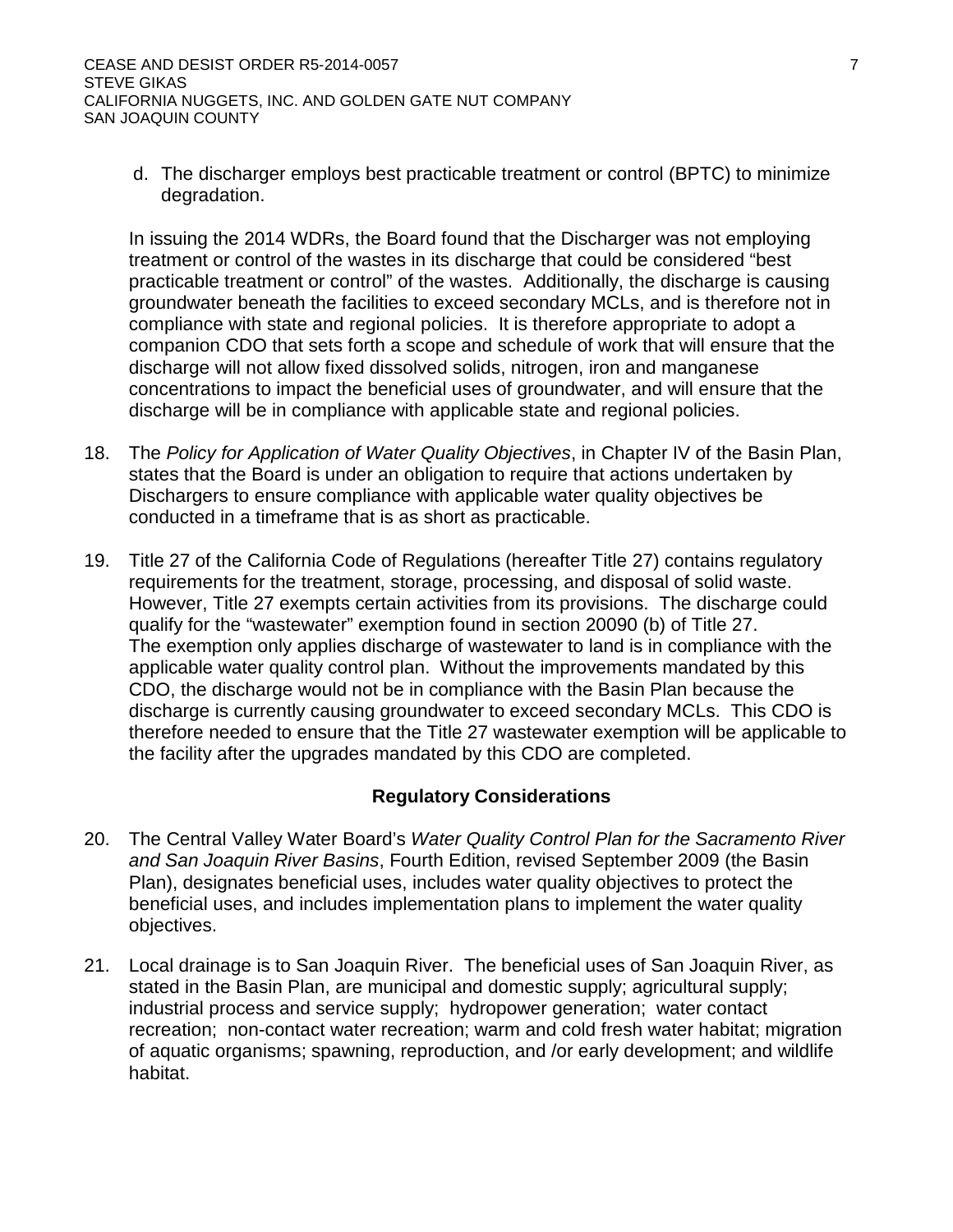d. The discharger employs best practicable treatment or control (BPTC) to minimize degradation.

In issuing the 2014 WDRs, the Board found that the Discharger was not employing treatment or control of the wastes in its discharge that could be considered "best practicable treatment or control" of the wastes. Additionally, the discharge is causing groundwater beneath the facilities to exceed secondary MCLs, and is therefore not in compliance with state and regional policies. It is therefore appropriate to adopt a companion CDO that sets forth a scope and schedule of work that will ensure that the discharge will not allow fixed dissolved solids, nitrogen, iron and manganese concentrations to impact the beneficial uses of groundwater, and will ensure that the discharge will be in compliance with applicable state and regional policies.

18. The *Policy for Application of Water Quality Objectives*, in Chapter IV of the Basin Plan, states that the Board is under an obligation to require that actions undertaken by Dischargers to ensure compliance with applicable water quality objectives be conducted in a timeframe that is as short as practicable.

19. Title 27 of the California Code of Regulations (hereafter Title 27) contains regulatory requirements for the treatment, storage, processing, and disposal of solid waste. However, Title 27 exempts certain activities from its provisions. The discharge could qualify for the "wastewater" exemption found in section 20090 (b) of Title 27. The exemption only applies discharge of wastewater to land is in compliance with the applicable water quality control plan. Without the improvements mandated by this CDO, the discharge would not be in compliance with the Basin Plan because the discharge is currently causing groundwater to exceed secondary MCLs. This CDO is therefore needed to ensure that the Title 27 wastewater exemption will be applicable to the facility after the upgrades mandated by this CDO are completed.

## Regulatory Considerations

20. The Central Valley Water Board's *Water Quality Control Plan for the Sacramento River and San Joaquin River Basins*, Fourth Edition, revised September 2009 (the Basin Plan), designates beneficial uses, includes water quality objectives to protect the beneficial uses, and includes implementation plans to implement the water quality objectives.

21. Local drainage is to San Joaquin River. The beneficial uses of San Joaquin River, as stated in the Basin Plan, are municipal and domestic supply; agricultural supply; industrial process and service supply; hydropower generation; water contact recreation; non-contact water recreation; warm and cold fresh water habitat; migration of aquatic organisms; spawning, reproduction, and /or early development; and wildlife habitat.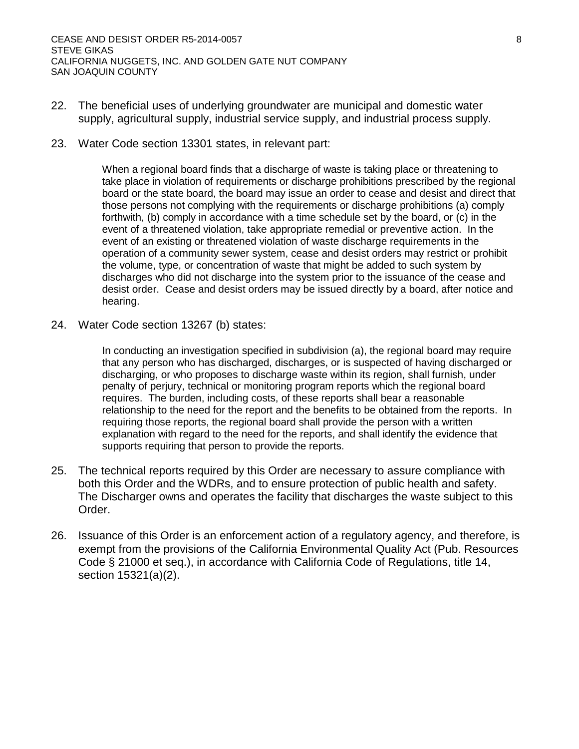22. The beneficial uses of underlying groundwater are municipal and domestic water supply, agricultural supply, industrial service supply, and industrial process supply.

23. Water Code section 13301 states, in relevant part:

    > When a regional board finds that a discharge of waste is taking place or threatening to take place in violation of requirements or discharge prohibitions prescribed by the regional board or the state board, the board may issue an order to cease and desist and direct that those persons not complying with the requirements or discharge prohibitions (a) comply forthwith, (b) comply in accordance with a time schedule set by the board, or (c) in the event of a threatened violation, take appropriate remedial or preventive action. In the event of an existing or threatened violation of waste discharge requirements in the operation of a community sewer system, cease and desist orders may restrict or prohibit the volume, type, or concentration of waste that might be added to such system by discharges who did not discharge into the system prior to the issuance of the cease and desist order. Cease and desist orders may be issued directly by a board, after notice and hearing.

24. Water Code section 13267 (b) states:

    > In conducting an investigation specified in subdivision (a), the regional board may require that any person who has discharged, discharges, or is suspected of having discharged or discharging, or who proposes to discharge waste within its region, shall furnish, under penalty of perjury, technical or monitoring program reports which the regional board requires. The burden, including costs, of these reports shall bear a reasonable relationship to the need for the report and the benefits to be obtained from the reports. In requiring those reports, the regional board shall provide the person with a written explanation with regard to the need for the reports, and shall identify the evidence that supports requiring that person to provide the reports.

25. The technical reports required by this Order are necessary to assure compliance with both this Order and the WDRs, and to ensure protection of public health and safety. The Discharger owns and operates the facility that discharges the waste subject to this Order.

26. Issuance of this Order is an enforcement action of a regulatory agency, and therefore, is exempt from the provisions of the California Environmental Quality Act (Pub. Resources Code § 21000 et seq.), in accordance with California Code of Regulations, title 14, section 15321(a)(2).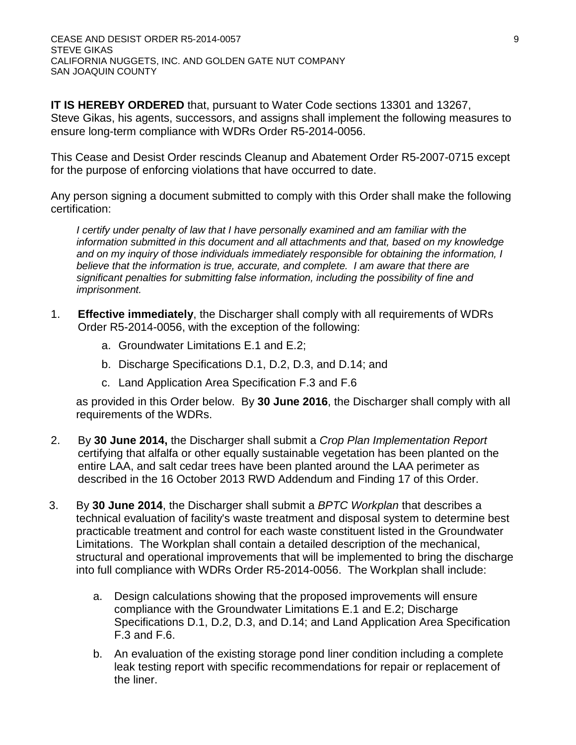**IT IS HEREBY ORDERED** that, pursuant to Water Code sections 13301 and 13267, Steve Gikas, his agents, successors, and assigns shall implement the following measures to ensure long-term compliance with WDRs Order R5-2014-0056.

This Cease and Desist Order rescinds Cleanup and Abatement Order R5-2007-0715 except for the purpose of enforcing violations that have occurred to date.

Any person signing a document submitted to comply with this Order shall make the following certification:

> *I certify under penalty of law that I have personally examined and am familiar with the information submitted in this document and all attachments and that, based on my knowledge and on my inquiry of those individuals immediately responsible for obtaining the information, I believe that the information is true, accurate, and complete. I am aware that there are significant penalties for submitting false information, including the possibility of fine and imprisonment.*

1. **Effective immediately**, the Discharger shall comply with all requirements of WDRs Order R5-2014-0056, with the exception of the following:

   a. Groundwater Limitations E.1 and E.2;

   b. Discharge Specifications D.1, D.2, D.3, and D.14; and

   c. Land Application Area Specification F.3 and F.6

   as provided in this Order below. By **30 June 2016**, the Discharger shall comply with all requirements of the WDRs.

2. By **30 June 2014,** the Discharger shall submit a *Crop Plan Implementation Report* certifying that alfalfa or other equally sustainable vegetation has been planted on the entire LAA, and salt cedar trees have been planted around the LAA perimeter as described in the 16 October 2013 RWD Addendum and Finding 17 of this Order.

3. By **30 June 2014**, the Discharger shall submit a *BPTC Workplan* that describes a technical evaluation of facility's waste treatment and disposal system to determine best practicable treatment and control for each waste constituent listed in the Groundwater Limitations. The Workplan shall contain a detailed description of the mechanical, structural and operational improvements that will be implemented to bring the discharge into full compliance with WDRs Order R5-2014-0056. The Workplan shall include:

   a. Design calculations showing that the proposed improvements will ensure compliance with the Groundwater Limitations E.1 and E.2; Discharge Specifications D.1, D.2, D.3, and D.14; and Land Application Area Specification F.3 and F.6.

   b. An evaluation of the existing storage pond liner condition including a complete leak testing report with specific recommendations for repair or replacement of the liner.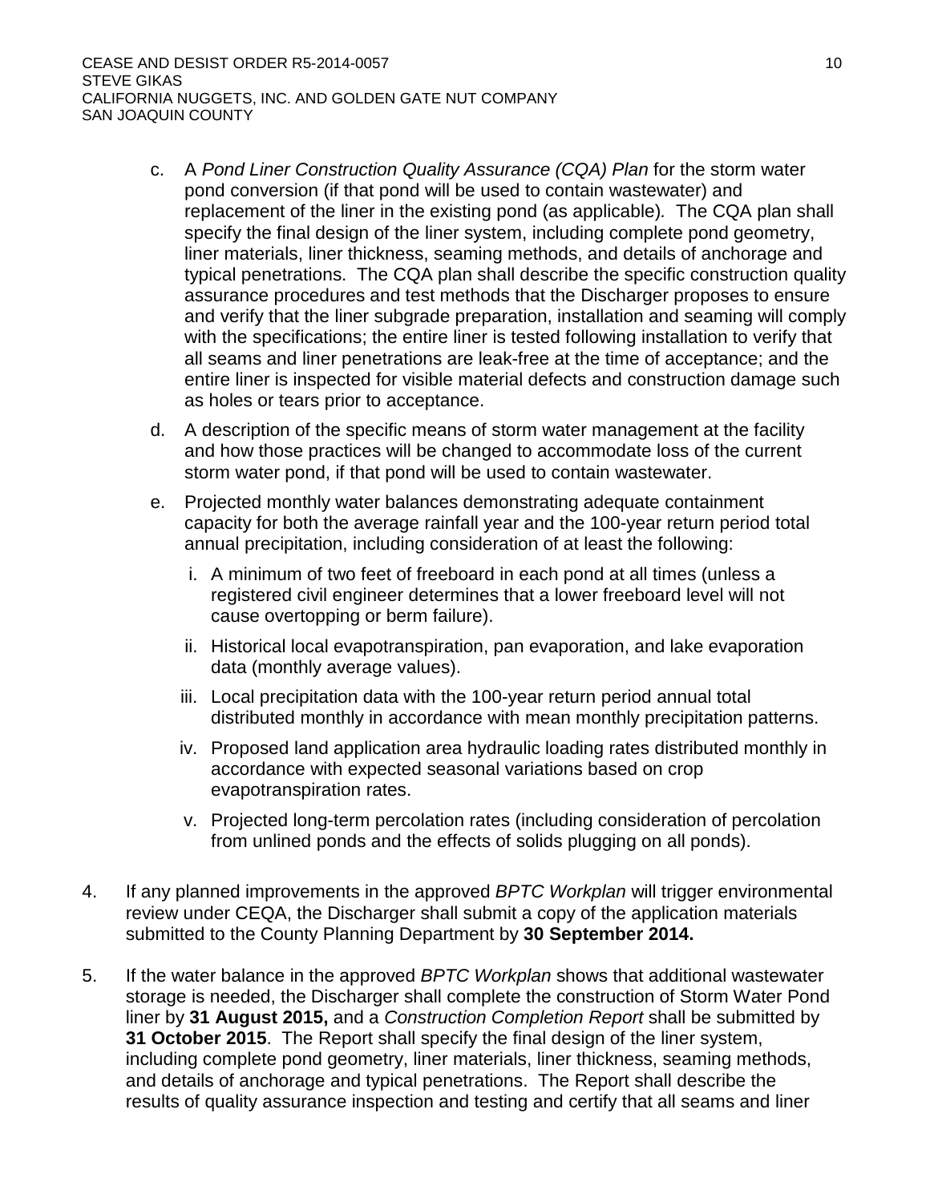c. A *Pond Liner Construction Quality Assurance (CQA) Plan* for the storm water pond conversion (if that pond will be used to contain wastewater) and replacement of the liner in the existing pond (as applicable). The CQA plan shall specify the final design of the liner system, including complete pond geometry, liner materials, liner thickness, seaming methods, and details of anchorage and typical penetrations. The CQA plan shall describe the specific construction quality assurance procedures and test methods that the Discharger proposes to ensure and verify that the liner subgrade preparation, installation and seaming will comply with the specifications; the entire liner is tested following installation to verify that all seams and liner penetrations are leak-free at the time of acceptance; and the entire liner is inspected for visible material defects and construction damage such as holes or tears prior to acceptance.

d. A description of the specific means of storm water management at the facility and how those practices will be changed to accommodate loss of the current storm water pond, if that pond will be used to contain wastewater.

e. Projected monthly water balances demonstrating adequate containment capacity for both the average rainfall year and the 100-year return period total annual precipitation, including consideration of at least the following:

   i. A minimum of two feet of freeboard in each pond at all times (unless a registered civil engineer determines that a lower freeboard level will not cause overtopping or berm failure).

   ii. Historical local evapotranspiration, pan evaporation, and lake evaporation data (monthly average values).

   iii. Local precipitation data with the 100-year return period annual total distributed monthly in accordance with mean monthly precipitation patterns.

   iv. Proposed land application area hydraulic loading rates distributed monthly in accordance with expected seasonal variations based on crop evapotranspiration rates.

   v. Projected long-term percolation rates (including consideration of percolation from unlined ponds and the effects of solids plugging on all ponds).

4. If any planned improvements in the approved *BPTC Workplan* will trigger environmental review under CEQA, the Discharger shall submit a copy of the application materials submitted to the County Planning Department by **30 September 2014.**

5. If the water balance in the approved *BPTC Workplan* shows that additional wastewater storage is needed, the Discharger shall complete the construction of Storm Water Pond liner by **31 August 2015,** and a *Construction Completion Report* shall be submitted by **31 October 2015**. The Report shall specify the final design of the liner system, including complete pond geometry, liner materials, liner thickness, seaming methods, and details of anchorage and typical penetrations. The Report shall describe the results of quality assurance inspection and testing and certify that all seams and liner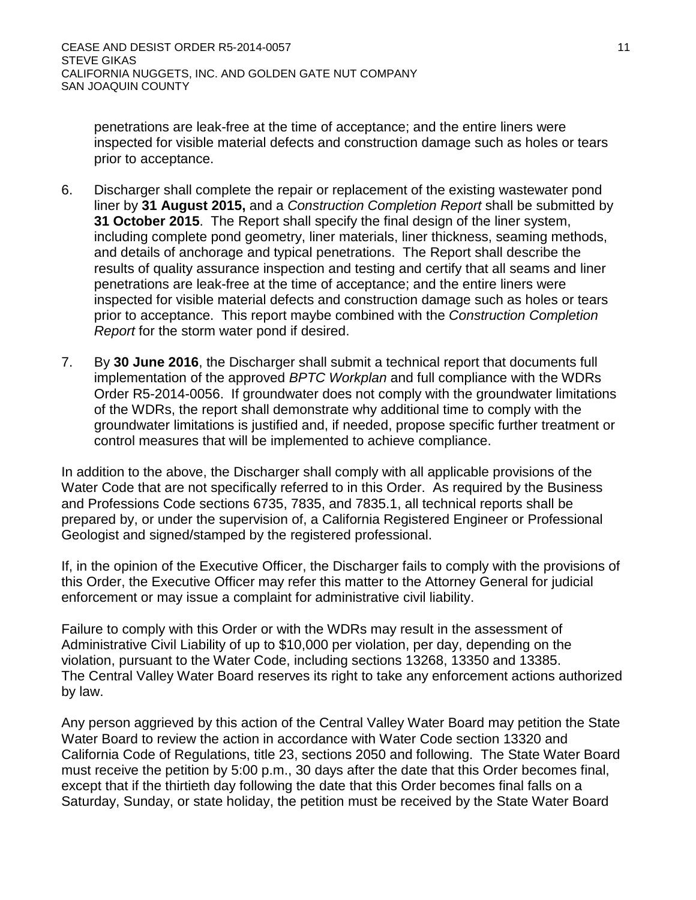penetrations are leak-free at the time of acceptance; and the entire liners were inspected for visible material defects and construction damage such as holes or tears prior to acceptance.

6. Discharger shall complete the repair or replacement of the existing wastewater pond liner by **31 August 2015,** and a *Construction Completion Report* shall be submitted by **31 October 2015**. The Report shall specify the final design of the liner system, including complete pond geometry, liner materials, liner thickness, seaming methods, and details of anchorage and typical penetrations. The Report shall describe the results of quality assurance inspection and testing and certify that all seams and liner penetrations are leak-free at the time of acceptance; and the entire liners were inspected for visible material defects and construction damage such as holes or tears prior to acceptance. This report maybe combined with the *Construction Completion Report* for the storm water pond if desired.

7. By **30 June 2016**, the Discharger shall submit a technical report that documents full implementation of the approved *BPTC Workplan* and full compliance with the WDRs Order R5-2014-0056. If groundwater does not comply with the groundwater limitations of the WDRs, the report shall demonstrate why additional time to comply with the groundwater limitations is justified and, if needed, propose specific further treatment or control measures that will be implemented to achieve compliance.

In addition to the above, the Discharger shall comply with all applicable provisions of the Water Code that are not specifically referred to in this Order. As required by the Business and Professions Code sections 6735, 7835, and 7835.1, all technical reports shall be prepared by, or under the supervision of, a California Registered Engineer or Professional Geologist and signed/stamped by the registered professional.

If, in the opinion of the Executive Officer, the Discharger fails to comply with the provisions of this Order, the Executive Officer may refer this matter to the Attorney General for judicial enforcement or may issue a complaint for administrative civil liability.

Failure to comply with this Order or with the WDRs may result in the assessment of Administrative Civil Liability of up to $10,000 per violation, per day, depending on the violation, pursuant to the Water Code, including sections 13268, 13350 and 13385. The Central Valley Water Board reserves its right to take any enforcement actions authorized by law.

Any person aggrieved by this action of the Central Valley Water Board may petition the State Water Board to review the action in accordance with Water Code section 13320 and California Code of Regulations, title 23, sections 2050 and following. The State Water Board must receive the petition by 5:00 p.m., 30 days after the date that this Order becomes final, except that if the thirtieth day following the date that this Order becomes final falls on a Saturday, Sunday, or state holiday, the petition must be received by the State Water Board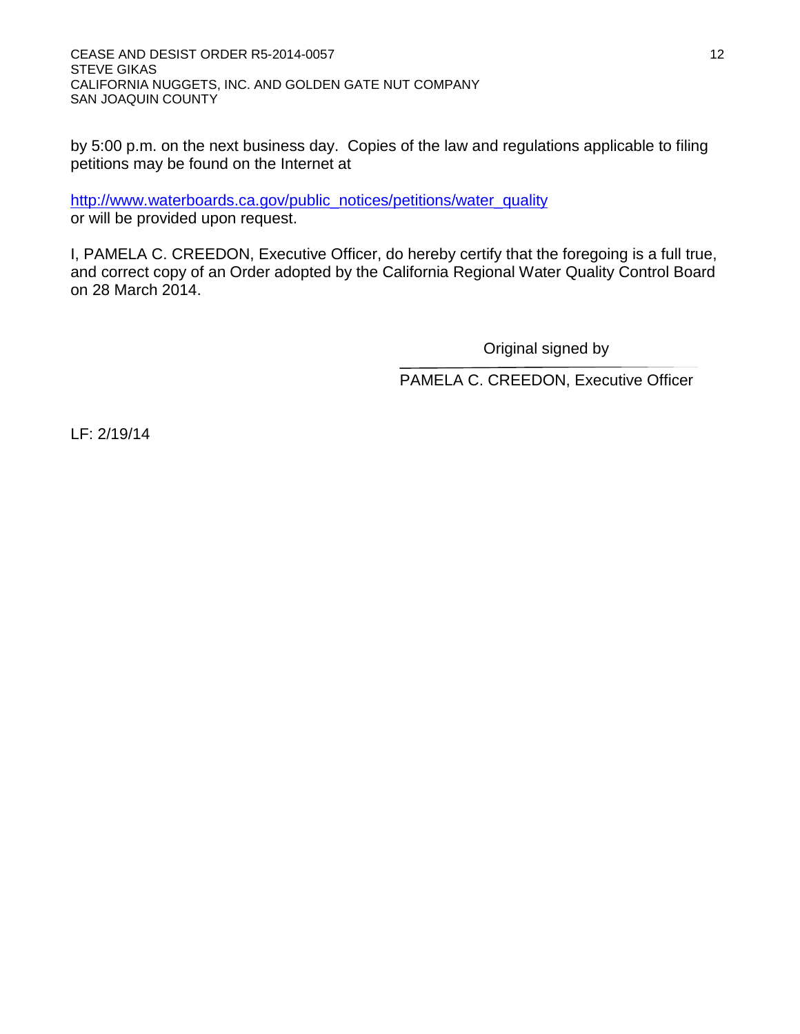by 5:00 p.m. on the next business day. Copies of the law and regulations applicable to filing petitions may be found on the Internet at

http://www.waterboards.ca.gov/public_notices/petitions/water_quality
or will be provided upon request.

I, PAMELA C. CREEDON, Executive Officer, do hereby certify that the foregoing is a full true, and correct copy of an Order adopted by the California Regional Water Quality Control Board on 28 March 2014.

Original signed by

PAMELA C. CREEDON, Executive Officer

LF: 2/19/14